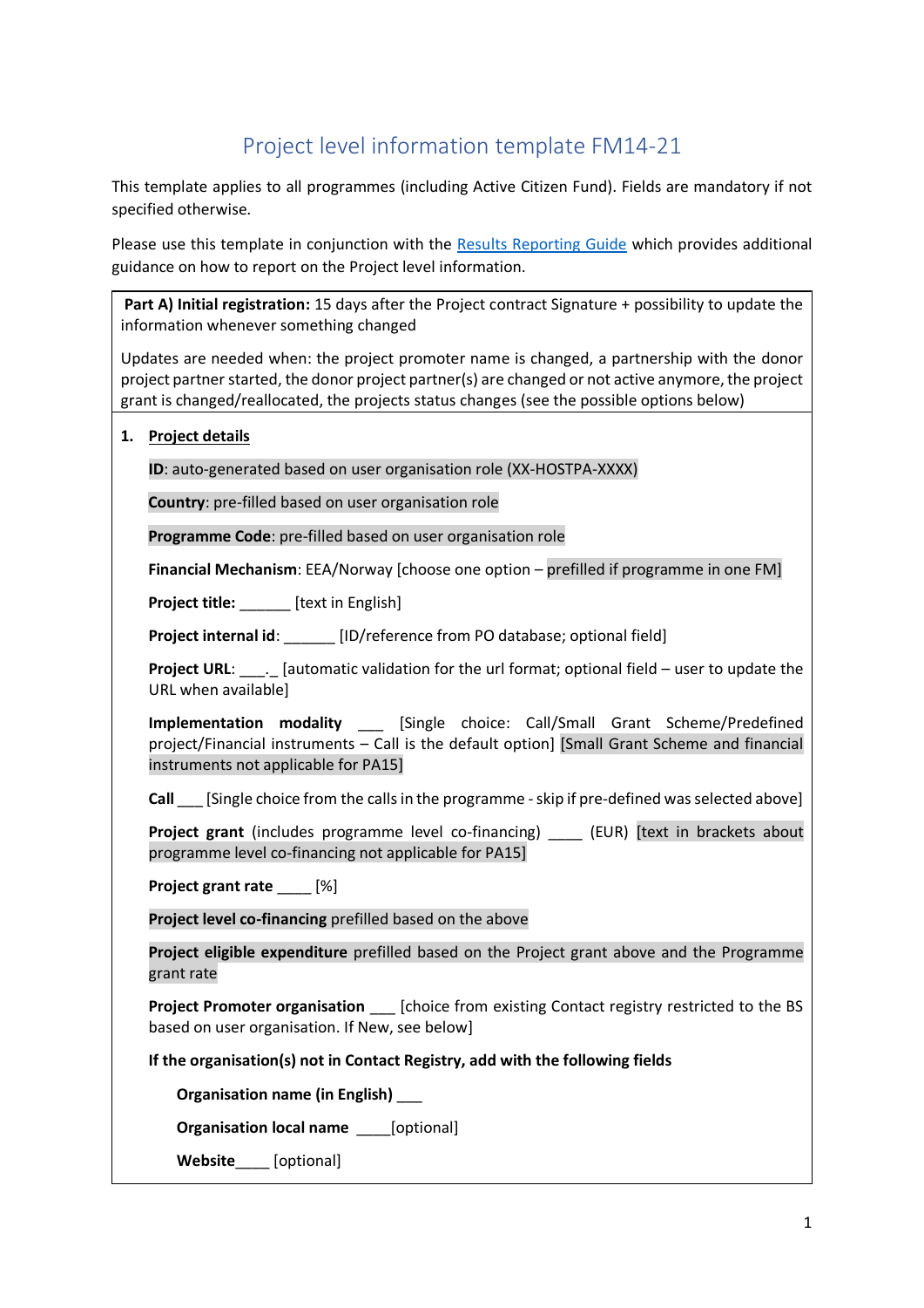# Project level information template FM14-21

This template applies to all programmes (including Active Citizen Fund). Fields are mandatory if not specified otherwise.

Please use this template in conjunction with the Results Reporting Guide which provides additional guidance on how to report on the Project level information.

**Part A) Initial registration:** 15 days after the Project contract Signature + possibility to update the information whenever something changed

Updates are needed when: the project promoter name is changed, a partnership with the donor project partner started, the donor project partner(s) are changed or not active anymore, the project grant is changed/reallocated, the projects status changes (see the possible options below)

1. **Project details**

**ID**: auto-generated based on user organisation role (XX-HOSTPA-XXXX)

**Country**: pre-filled based on user organisation role

**Programme Code**: pre-filled based on user organisation role

**Financial Mechanism**: EEA/Norway [choose one option – prefilled if programme in one FM]

**Project title:** ______ [text in English]

**Project internal id**: ______ [ID/reference from PO database; optional field]

**Project URL**: ___._ [automatic validation for the url format; optional field – user to update the URL when available]

**Implementation modality** ___ [Single choice: Call/Small Grant Scheme/Predefined project/Financial instruments – Call is the default option] [Small Grant Scheme and financial instruments not applicable for PA15]

**Call** ___ [Single choice from the calls in the programme - skip if pre-defined was selected above]

**Project grant** (includes programme level co-financing) ____ (EUR) [text in brackets about programme level co-financing not applicable for PA15]

**Project grant rate** ____ [%]

**Project level co-financing** prefilled based on the above

**Project eligible expenditure** prefilled based on the Project grant above and the Programme grant rate

**Project Promoter organisation** ___ [choice from existing Contact registry restricted to the BS based on user organisation. If New, see below]

**If the organisation(s) not in Contact Registry, add with the following fields**

**Organisation name (in English)** ___

**Organisation local name** ____[optional]

**Website**____ [optional]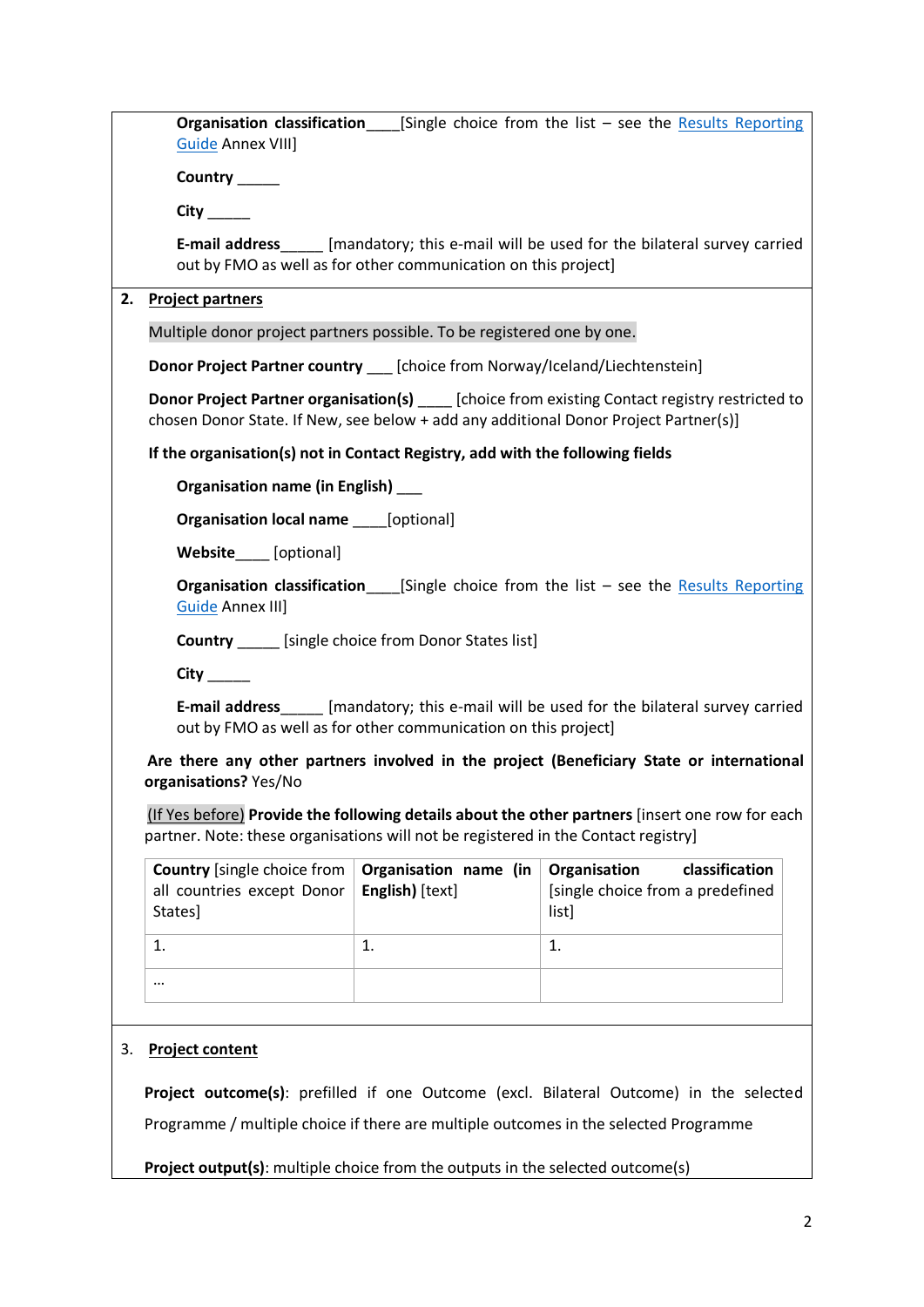**Organisation classification**____[Single choice from the list – see the Results Reporting Guide Annex VIII]

**Country** _____

**City** _____

**E-mail address**_____ [mandatory; this e-mail will be used for the bilateral survey carried out by FMO as well as for other communication on this project]

## 2. Project partners

Multiple donor project partners possible. To be registered one by one.

**Donor Project Partner country** ___ [choice from Norway/Iceland/Liechtenstein]

**Donor Project Partner organisation(s)** ____ [choice from existing Contact registry restricted to chosen Donor State. If New, see below + add any additional Donor Project Partner(s)]

**If the organisation(s) not in Contact Registry, add with the following fields**

**Organisation name (in English)** ___

**Organisation local name** ____[optional]

**Website**____ [optional]

**Organisation classification**____[Single choice from the list – see the Results Reporting Guide Annex III]

**Country** _____ [single choice from Donor States list]

**City** _____

**E-mail address**_____ [mandatory; this e-mail will be used for the bilateral survey carried out by FMO as well as for other communication on this project]

**Are there any other partners involved in the project (Beneficiary State or international organisations?** Yes/No

(If Yes before) **Provide the following details about the other partners** [insert one row for each partner. Note: these organisations will not be registered in the Contact registry]

| **Country** [single choice from all countries except Donor States] | **Organisation name (in English)** [text] | **Organisation classification** [single choice from a predefined list] |
|---|---|---|
| 1. | 1. | 1. |
| … | | |

## 3. Project content

**Project outcome(s)**: prefilled if one Outcome (excl. Bilateral Outcome) in the selected Programme / multiple choice if there are multiple outcomes in the selected Programme

**Project output(s)**: multiple choice from the outputs in the selected outcome(s)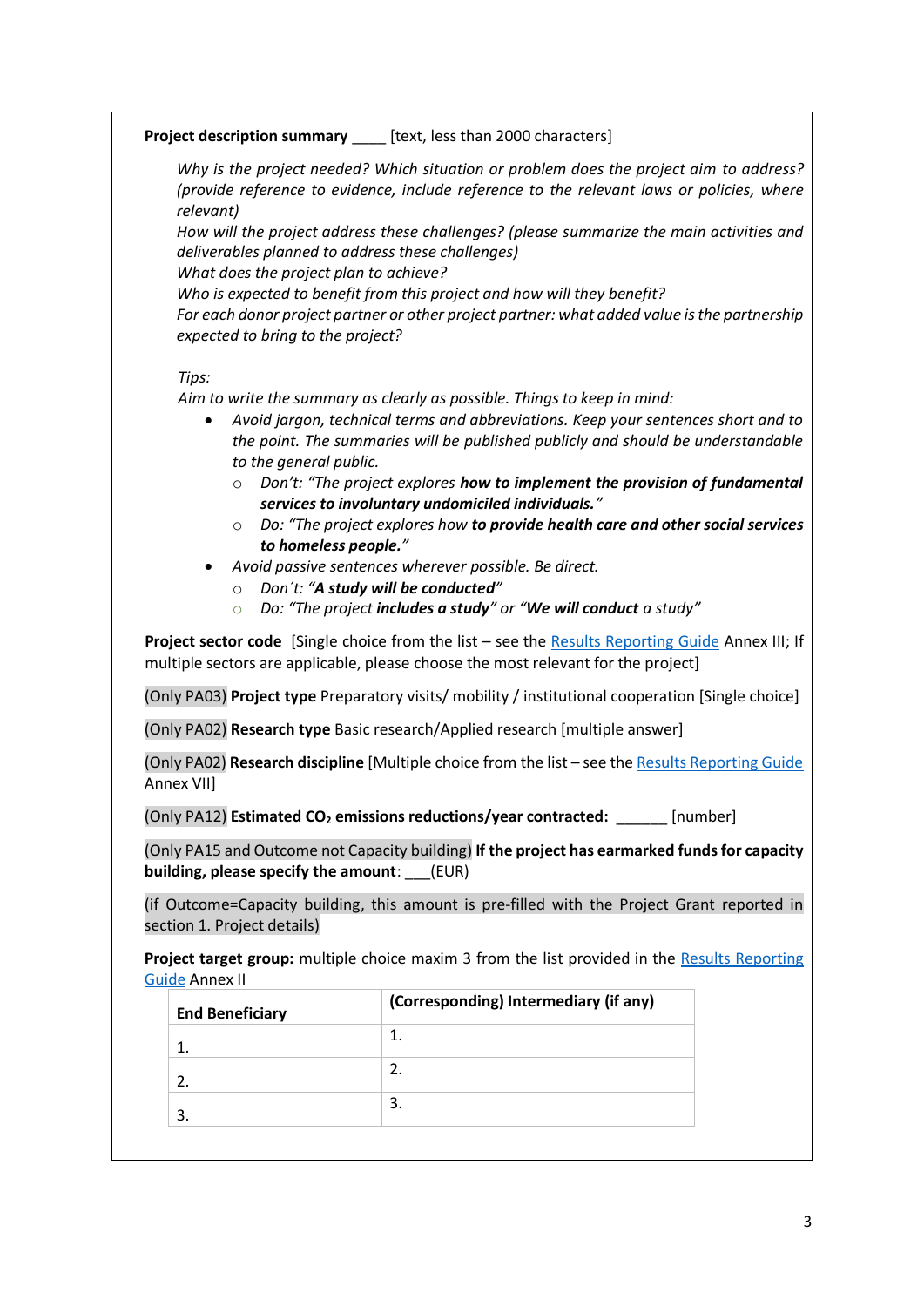**Project description summary** ____ [text, less than 2000 characters]

*Why is the project needed? Which situation or problem does the project aim to address? (provide reference to evidence, include reference to the relevant laws or policies, where relevant)*
*How will the project address these challenges? (please summarize the main activities and deliverables planned to address these challenges)*
*What does the project plan to achieve?*
*Who is expected to benefit from this project and how will they benefit?*
*For each donor project partner or other project partner: what added value is the partnership expected to bring to the project?*

*Tips:*
*Aim to write the summary as clearly as possible. Things to keep in mind:*

- *Avoid jargon, technical terms and abbreviations. Keep your sentences short and to the point. The summaries will be published publicly and should be understandable to the general public.*
    - *Don't: "The project explores **how to implement the provision of fundamental services to involuntary undomiciled individuals.**"*
    - *Do: "The project explores how **to provide health care and other social services to homeless people.**"*
- *Avoid passive sentences wherever possible. Be direct.*
    - *Don´t: "**A study will be conducted**"*
    - *Do: "The project **includes a study**" or "**We will conduct** a study"*

**Project sector code** [Single choice from the list – see the Results Reporting Guide Annex III; If multiple sectors are applicable, please choose the most relevant for the project]

(Only PA03) **Project type** Preparatory visits/ mobility / institutional cooperation [Single choice]

(Only PA02) **Research type** Basic research/Applied research [multiple answer]

(Only PA02) **Research discipline** [Multiple choice from the list – see the Results Reporting Guide Annex VII]

(Only PA12) **Estimated $CO_2$ emissions reductions/year contracted:** ______ [number]

(Only PA15 and Outcome not Capacity building) **If the project has earmarked funds for capacity building, please specify the amount**: ___(EUR)

(if Outcome=Capacity building, this amount is pre-filled with the Project Grant reported in section 1. Project details)

**Project target group:** multiple choice maxim 3 from the list provided in the Results Reporting Guide Annex II

| End Beneficiary | (Corresponding) Intermediary (if any) |
|---|---|
| 1. | 1. |
| 2. | 2. |
| 3. | 3. |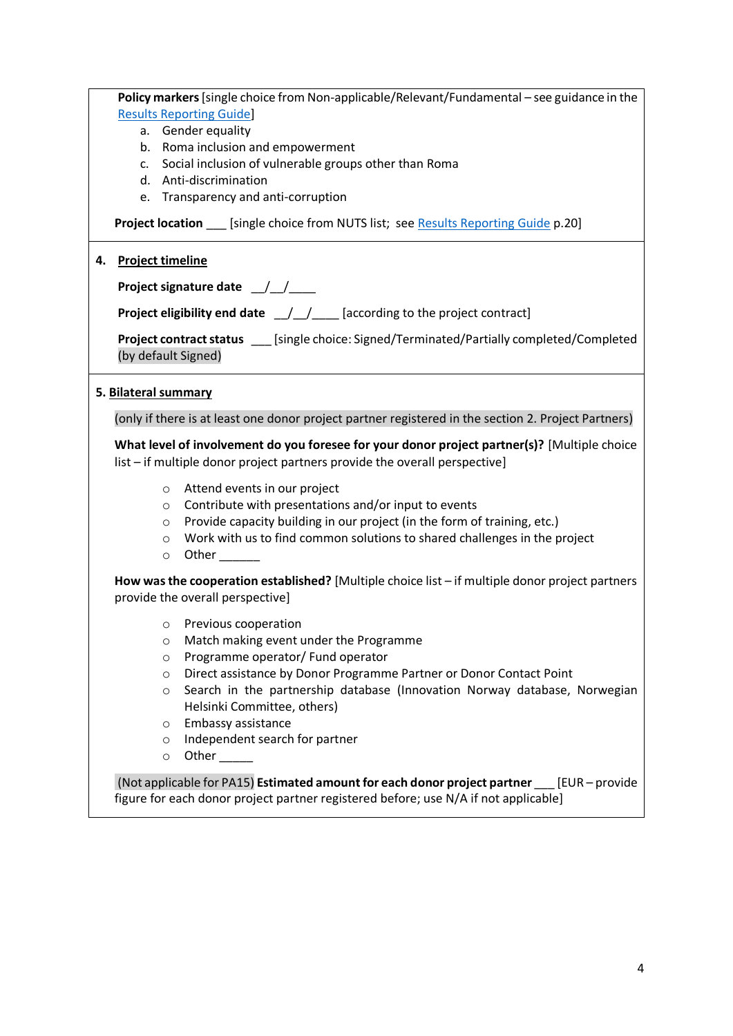**Policy markers** [single choice from Non-applicable/Relevant/Fundamental – see guidance in the Results Reporting Guide]

a. Gender equality
b. Roma inclusion and empowerment
c. Social inclusion of vulnerable groups other than Roma
d. Anti-discrimination
e. Transparency and anti-corruption

**Project location** ___ [single choice from NUTS list; see Results Reporting Guide p.20]

## 4. Project timeline

**Project signature date** __/__/____

**Project eligibility end date** __/__/____ [according to the project contract]

**Project contract status** ___ [single choice: Signed/Terminated/Partially completed/Completed (by default Signed)]

## 5. Bilateral summary

(only if there is at least one donor project partner registered in the section 2. Project Partners)

**What level of involvement do you foresee for your donor project partner(s)?** [Multiple choice list – if multiple donor project partners provide the overall perspective]

- Attend events in our project
- Contribute with presentations and/or input to events
- Provide capacity building in our project (in the form of training, etc.)
- Work with us to find common solutions to shared challenges in the project
- Other ______

**How was the cooperation established?** [Multiple choice list – if multiple donor project partners provide the overall perspective]

- Previous cooperation
- Match making event under the Programme
- Programme operator/ Fund operator
- Direct assistance by Donor Programme Partner or Donor Contact Point
- Search in the partnership database (Innovation Norway database, Norwegian Helsinki Committee, others)
- Embassy assistance
- Independent search for partner
- Other _____

(Not applicable for PA15) **Estimated amount for each donor project partner** ___ [EUR – provide figure for each donor project partner registered before; use N/A if not applicable]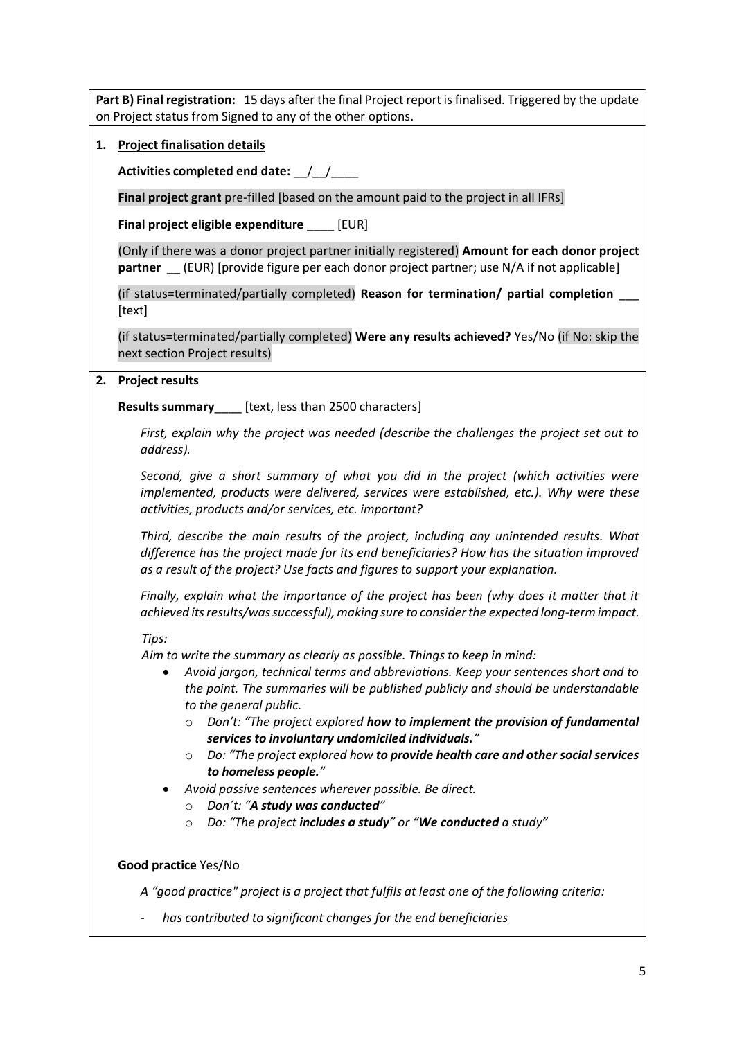**Part B) Final registration:** 15 days after the final Project report is finalised. Triggered by the update on Project status from Signed to any of the other options.

1. **Project finalisation details**

**Activities completed end date:** __/__/____

**Final project grant** pre-filled [based on the amount paid to the project in all IFRs]

**Final project eligible expenditure** ____ [EUR]

(Only if there was a donor project partner initially registered) **Amount for each donor project partner** __ (EUR) [provide figure per each donor project partner; use N/A if not applicable]

(if status=terminated/partially completed) **Reason for termination/ partial completion** ___ [text]

(if status=terminated/partially completed) **Were any results achieved?** Yes/No (if No: skip the next section Project results)

2. **Project results**

**Results summary**____ [text, less than 2500 characters]

*First, explain why the project was needed (describe the challenges the project set out to address).*

*Second, give a short summary of what you did in the project (which activities were implemented, products were delivered, services were established, etc.). Why were these activities, products and/or services, etc. important?*

*Third, describe the main results of the project, including any unintended results. What difference has the project made for its end beneficiaries? How has the situation improved as a result of the project? Use facts and figures to support your explanation.*

*Finally, explain what the importance of the project has been (why does it matter that it achieved its results/was successful), making sure to consider the expected long-term impact.*

*Tips:*
*Aim to write the summary as clearly as possible. Things to keep in mind:*

- *Avoid jargon, technical terms and abbreviations. Keep your sentences short and to the point. The summaries will be published publicly and should be understandable to the general public.*
  - *Don't: "The project explored **how to implement the provision of fundamental services to involuntary undomiciled individuals.**"*
  - *Do: "The project explored how **to provide health care and other social services to homeless people.**"*
- *Avoid passive sentences wherever possible. Be direct.*
  - *Don´t: "**A study was conducted**"*
  - *Do: "The project **includes a study**" or "**We conducted** a study"*

**Good practice** Yes/No

*A "good practice" project is a project that fulfils at least one of the following criteria:*

- *has contributed to significant changes for the end beneficiaries*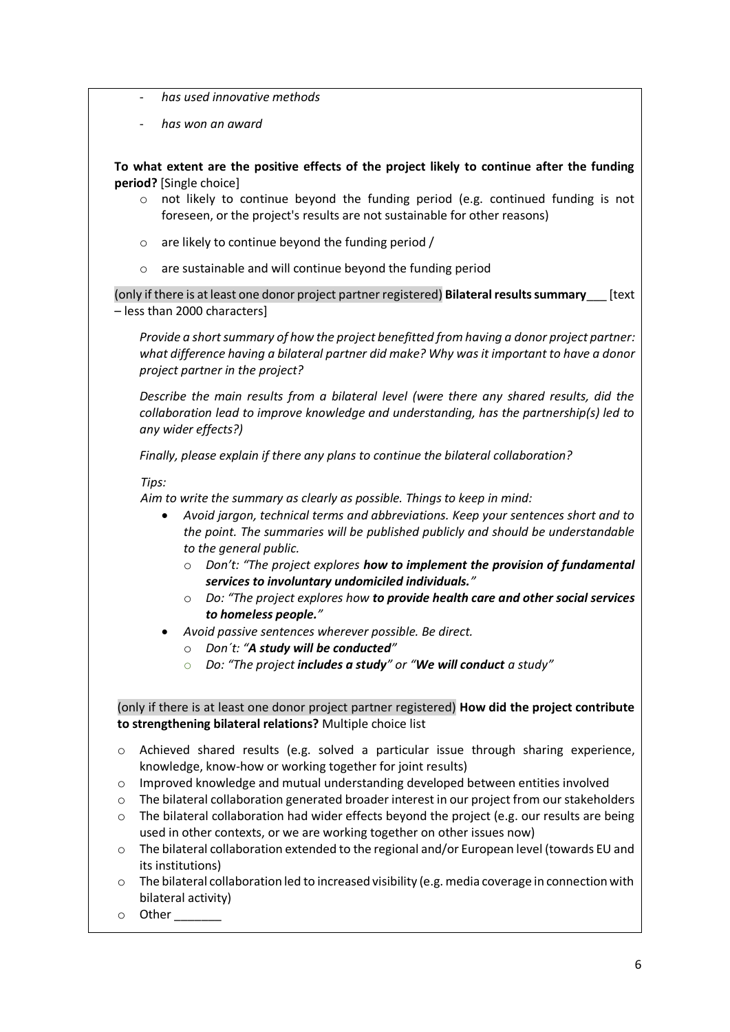- *has used innovative methods*
- *has won an award*

**To what extent are the positive effects of the project likely to continue after the funding period?** [Single choice]

- not likely to continue beyond the funding period (e.g. continued funding is not foreseen, or the project's results are not sustainable for other reasons)
- are likely to continue beyond the funding period /
- are sustainable and will continue beyond the funding period

(only if there is at least one donor project partner registered) **Bilateral results summary**___ [text – less than 2000 characters]

*Provide a short summary of how the project benefitted from having a donor project partner: what difference having a bilateral partner did make? Why was it important to have a donor project partner in the project?*

*Describe the main results from a bilateral level (were there any shared results, did the collaboration lead to improve knowledge and understanding, has the partnership(s) led to any wider effects?)*

*Finally, please explain if there any plans to continue the bilateral collaboration?*

*Tips:*
*Aim to write the summary as clearly as possible. Things to keep in mind:*

- *Avoid jargon, technical terms and abbreviations. Keep your sentences short and to the point. The summaries will be published publicly and should be understandable to the general public.*
  - *Don't: "The project explores **how to implement the provision of fundamental services to involuntary undomiciled individuals.**"*
  - *Do: "The project explores how **to provide health care and other social services to homeless people.**"*
- *Avoid passive sentences wherever possible. Be direct.*
  - *Don´t: "**A study will be conducted**"*
  - *Do: "The project **includes a study**" or "**We will conduct** a study"*

(only if there is at least one donor project partner registered) **How did the project contribute to strengthening bilateral relations?** Multiple choice list

- Achieved shared results (e.g. solved a particular issue through sharing experience, knowledge, know-how or working together for joint results)
- Improved knowledge and mutual understanding developed between entities involved
- The bilateral collaboration generated broader interest in our project from our stakeholders
- The bilateral collaboration had wider effects beyond the project (e.g. our results are being used in other contexts, or we are working together on other issues now)
- The bilateral collaboration extended to the regional and/or European level (towards EU and its institutions)
- The bilateral collaboration led to increased visibility (e.g. media coverage in connection with bilateral activity)
- Other _______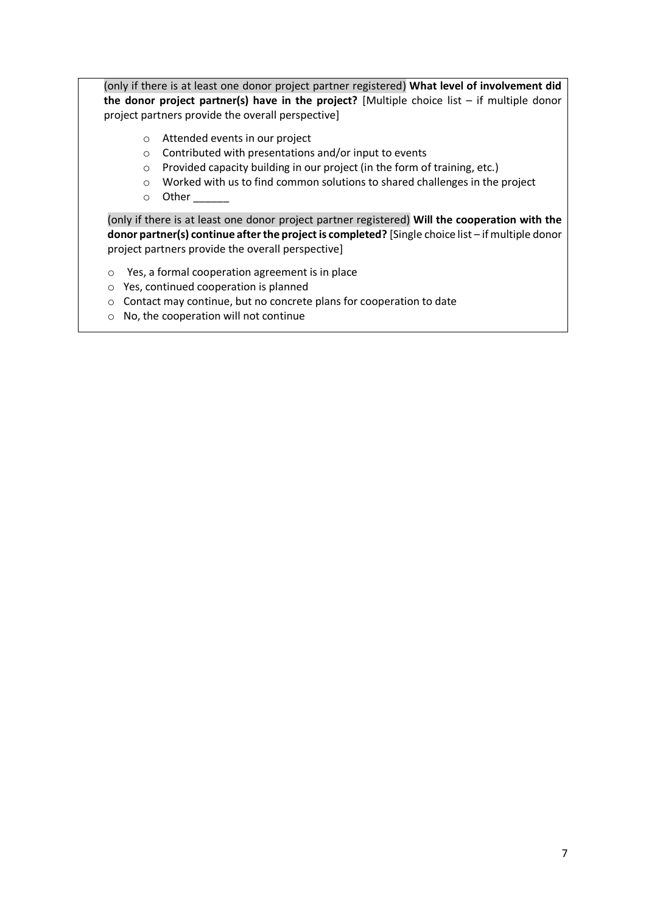(only if there is at least one donor project partner registered) **What level of involvement did the donor project partner(s) have in the project?** [Multiple choice list – if multiple donor project partners provide the overall perspective]

- Attended events in our project
- Contributed with presentations and/or input to events
- Provided capacity building in our project (in the form of training, etc.)
- Worked with us to find common solutions to shared challenges in the project
- Other ______

(only if there is at least one donor project partner registered) **Will the cooperation with the donor partner(s) continue after the project is completed?** [Single choice list – if multiple donor project partners provide the overall perspective]

- Yes, a formal cooperation agreement is in place
- Yes, continued cooperation is planned
- Contact may continue, but no concrete plans for cooperation to date
- No, the cooperation will not continue